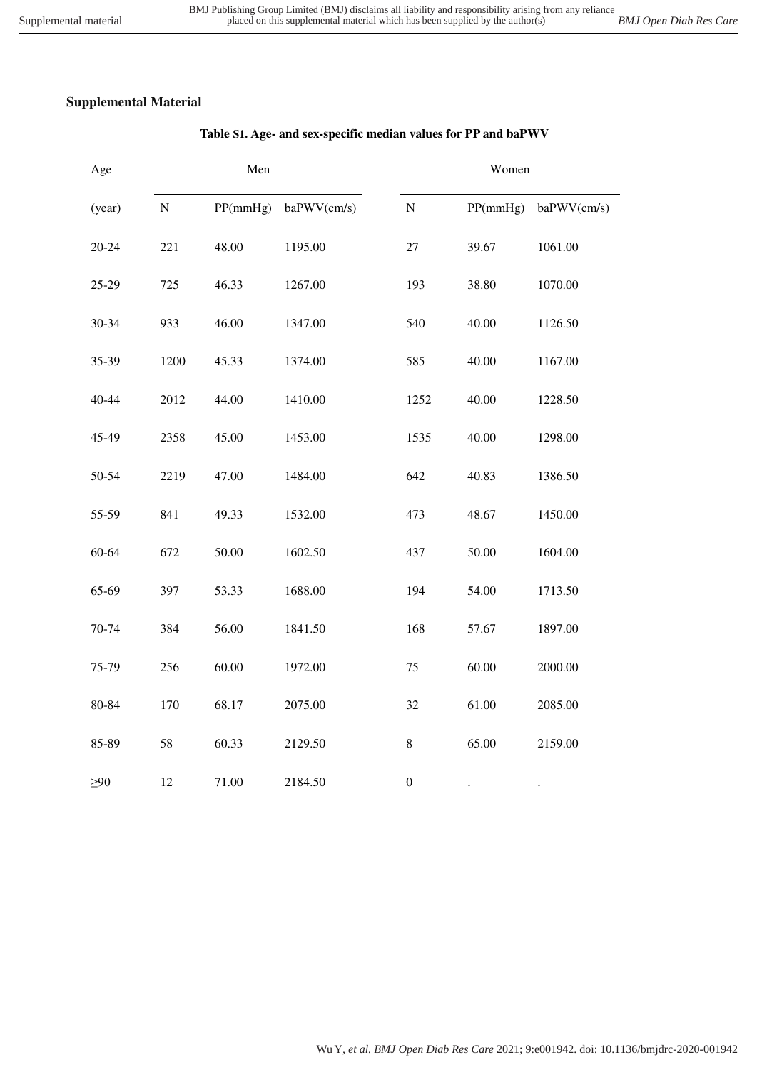## Supplemental Material

**Table S1. Age- and sex-specific median values for PP and baPWV**

| Age | Men | | | Women | | |
|---|---|---|---|---|---|---|
| (year) | N | PP(mmHg) | baPWV(cm/s) | N | PP(mmHg) | baPWV(cm/s) |
| 20-24 | 221 | 48.00 | 1195.00 | 27 | 39.67 | 1061.00 |
| 25-29 | 725 | 46.33 | 1267.00 | 193 | 38.80 | 1070.00 |
| 30-34 | 933 | 46.00 | 1347.00 | 540 | 40.00 | 1126.50 |
| 35-39 | 1200 | 45.33 | 1374.00 | 585 | 40.00 | 1167.00 |
| 40-44 | 2012 | 44.00 | 1410.00 | 1252 | 40.00 | 1228.50 |
| 45-49 | 2358 | 45.00 | 1453.00 | 1535 | 40.00 | 1298.00 |
| 50-54 | 2219 | 47.00 | 1484.00 | 642 | 40.83 | 1386.50 |
| 55-59 | 841 | 49.33 | 1532.00 | 473 | 48.67 | 1450.00 |
| 60-64 | 672 | 50.00 | 1602.50 | 437 | 50.00 | 1604.00 |
| 65-69 | 397 | 53.33 | 1688.00 | 194 | 54.00 | 1713.50 |
| 70-74 | 384 | 56.00 | 1841.50 | 168 | 57.67 | 1897.00 |
| 75-79 | 256 | 60.00 | 1972.00 | 75 | 60.00 | 2000.00 |
| 80-84 | 170 | 68.17 | 2075.00 | 32 | 61.00 | 2085.00 |
| 85-89 | 58 | 60.33 | 2129.50 | 8 | 65.00 | 2159.00 |
| ≥90 | 12 | 71.00 | 2184.50 | 0 | . | . |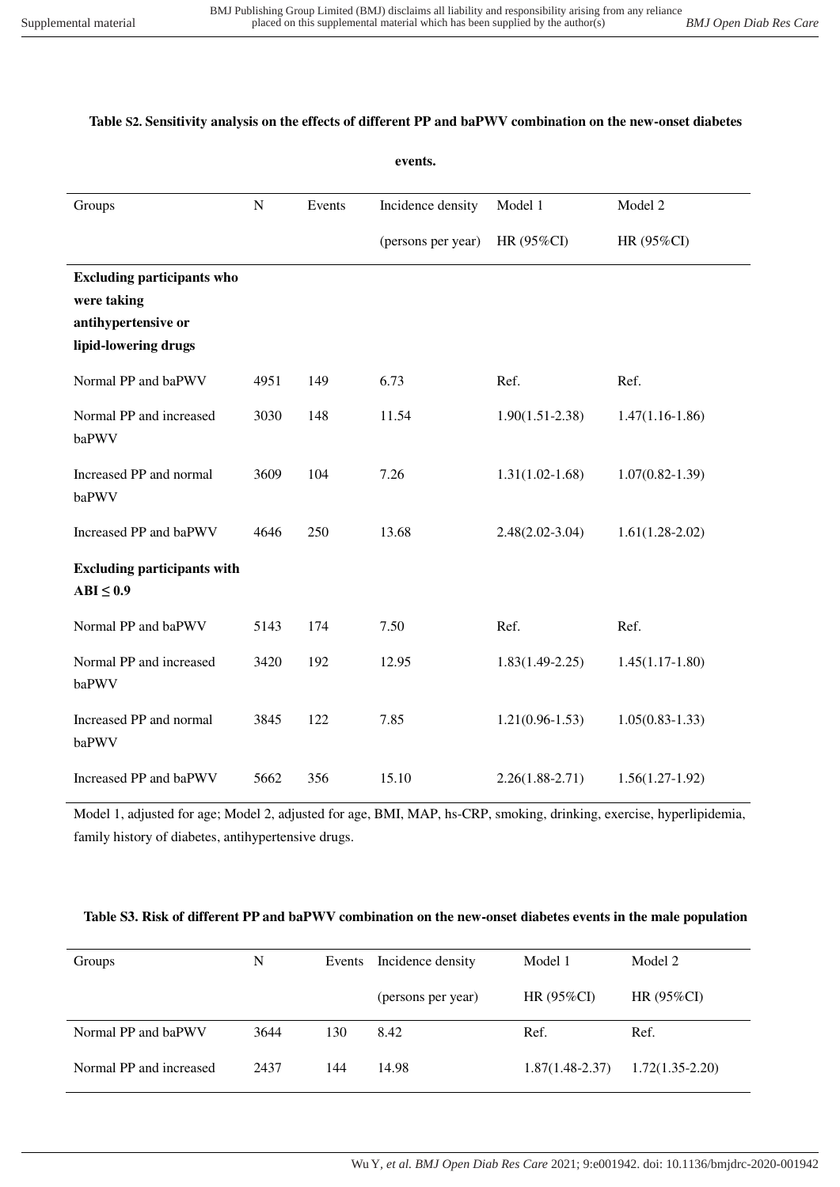**Table S2. Sensitivity analysis on the effects of different PP and baPWV combination on the new-onset diabetes events.**

| Groups | N | Events | Incidence density (persons per year) | Model 1 HR (95%CI) | Model 2 HR (95%CI) |
|---|---|---|---|---|---|
| **Excluding participants who were taking antihypertensive or lipid-lowering drugs** | | | | | |
| Normal PP and baPWV | 4951 | 149 | 6.73 | Ref. | Ref. |
| Normal PP and increased baPWV | 3030 | 148 | 11.54 | 1.90(1.51-2.38) | 1.47(1.16-1.86) |
| Increased PP and normal baPWV | 3609 | 104 | 7.26 | 1.31(1.02-1.68) | 1.07(0.82-1.39) |
| Increased PP and baPWV | 4646 | 250 | 13.68 | 2.48(2.02-3.04) | 1.61(1.28-2.02) |
| **Excluding participants with ABI ≤ 0.9** | | | | | |
| Normal PP and baPWV | 5143 | 174 | 7.50 | Ref. | Ref. |
| Normal PP and increased baPWV | 3420 | 192 | 12.95 | 1.83(1.49-2.25) | 1.45(1.17-1.80) |
| Increased PP and normal baPWV | 3845 | 122 | 7.85 | 1.21(0.96-1.53) | 1.05(0.83-1.33) |
| Increased PP and baPWV | 5662 | 356 | 15.10 | 2.26(1.88-2.71) | 1.56(1.27-1.92) |

Model 1, adjusted for age; Model 2, adjusted for age, BMI, MAP, hs-CRP, smoking, drinking, exercise, hyperlipidemia, family history of diabetes, antihypertensive drugs.

**Table S3. Risk of different PP and baPWV combination on the new-onset diabetes events in the male population**

| Groups | N | Events | Incidence density (persons per year) | Model 1 HR (95%CI) | Model 2 HR (95%CI) |
|---|---|---|---|---|---|
| Normal PP and baPWV | 3644 | 130 | 8.42 | Ref. | Ref. |
| Normal PP and increased | 2437 | 144 | 14.98 | 1.87(1.48-2.37) | 1.72(1.35-2.20) |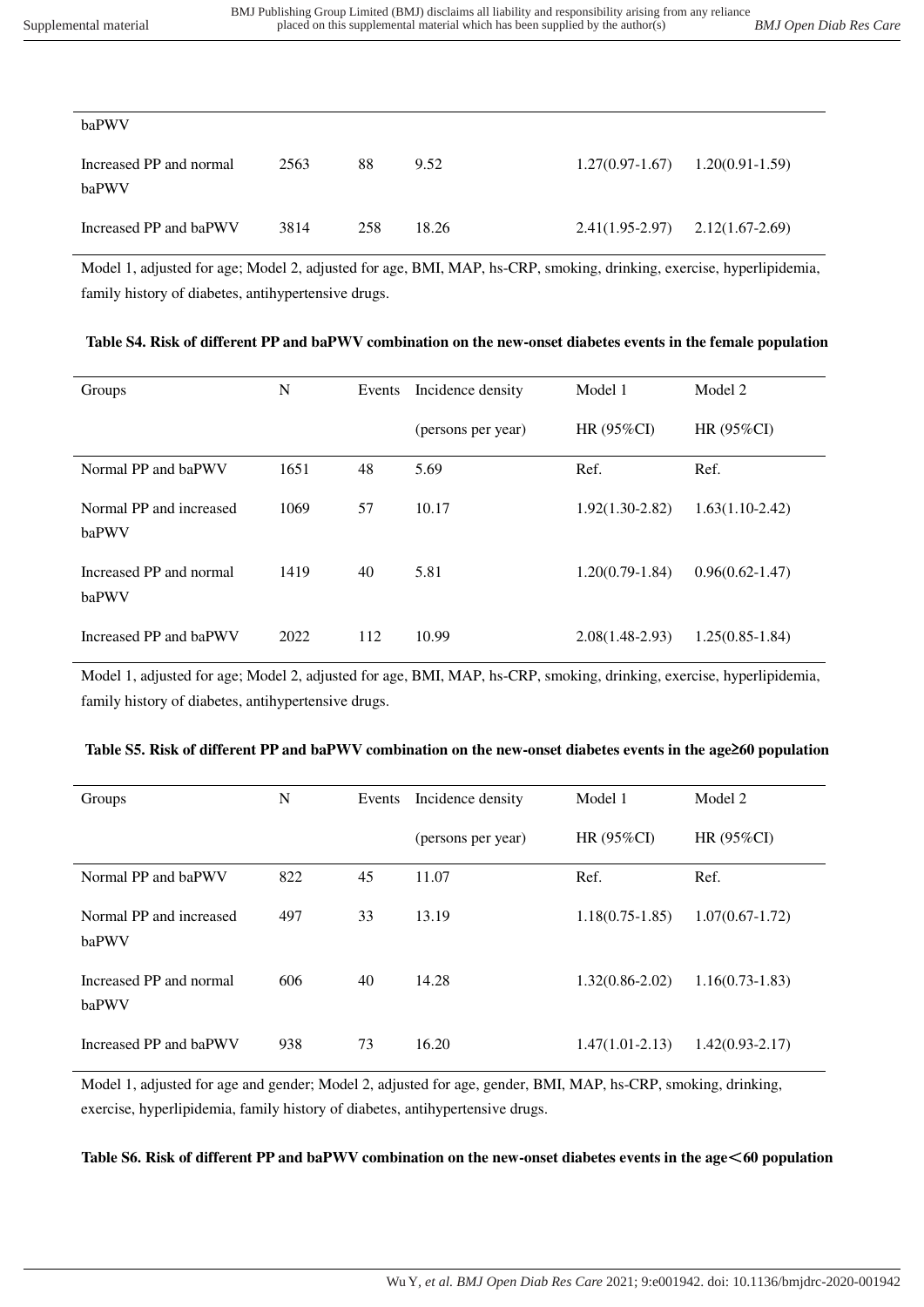| | | | | | |
|---|---|---|---|---|---|
| baPWV | | | | | |
| Increased PP and normal baPWV | 2563 | 88 | 9.52 | 1.27(0.97-1.67) | 1.20(0.91-1.59) |
| Increased PP and baPWV | 3814 | 258 | 18.26 | 2.41(1.95-2.97) | 2.12(1.67-2.69) |

Model 1, adjusted for age; Model 2, adjusted for age, BMI, MAP, hs-CRP, smoking, drinking, exercise, hyperlipidemia, family history of diabetes, antihypertensive drugs.

**Table S4. Risk of different PP and baPWV combination on the new-onset diabetes events in the female population**

| Groups | N | Events | Incidence density (persons per year) | Model 1 HR (95%CI) | Model 2 HR (95%CI) |
|---|---|---|---|---|---|
| Normal PP and baPWV | 1651 | 48 | 5.69 | Ref. | Ref. |
| Normal PP and increased baPWV | 1069 | 57 | 10.17 | 1.92(1.30-2.82) | 1.63(1.10-2.42) |
| Increased PP and normal baPWV | 1419 | 40 | 5.81 | 1.20(0.79-1.84) | 0.96(0.62-1.47) |
| Increased PP and baPWV | 2022 | 112 | 10.99 | 2.08(1.48-2.93) | 1.25(0.85-1.84) |

Model 1, adjusted for age; Model 2, adjusted for age, BMI, MAP, hs-CRP, smoking, drinking, exercise, hyperlipidemia, family history of diabetes, antihypertensive drugs.

**Table S5. Risk of different PP and baPWV combination on the new-onset diabetes events in the age≥60 population**

| Groups | N | Events | Incidence density (persons per year) | Model 1 HR (95%CI) | Model 2 HR (95%CI) |
|---|---|---|---|---|---|
| Normal PP and baPWV | 822 | 45 | 11.07 | Ref. | Ref. |
| Normal PP and increased baPWV | 497 | 33 | 13.19 | 1.18(0.75-1.85) | 1.07(0.67-1.72) |
| Increased PP and normal baPWV | 606 | 40 | 14.28 | 1.32(0.86-2.02) | 1.16(0.73-1.83) |
| Increased PP and baPWV | 938 | 73 | 16.20 | 1.47(1.01-2.13) | 1.42(0.93-2.17) |

Model 1, adjusted for age and gender; Model 2, adjusted for age, gender, BMI, MAP, hs-CRP, smoking, drinking, exercise, hyperlipidemia, family history of diabetes, antihypertensive drugs.

**Table S6. Risk of different PP and baPWV combination on the new-onset diabetes events in the age＜60 population**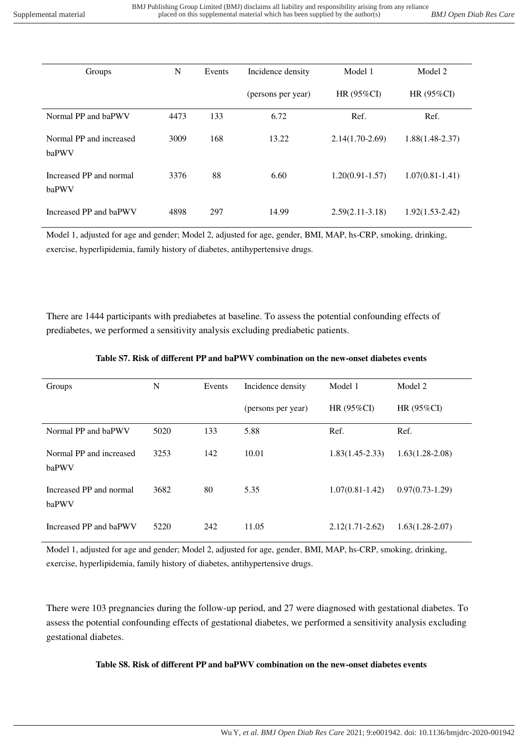| Groups | N | Events | Incidence density (persons per year) | Model 1 HR (95%CI) | Model 2 HR (95%CI) |
|---|---|---|---|---|---|
| Normal PP and baPWV | 4473 | 133 | 6.72 | Ref. | Ref. |
| Normal PP and increased baPWV | 3009 | 168 | 13.22 | 2.14(1.70-2.69) | 1.88(1.48-2.37) |
| Increased PP and normal baPWV | 3376 | 88 | 6.60 | 1.20(0.91-1.57) | 1.07(0.81-1.41) |
| Increased PP and baPWV | 4898 | 297 | 14.99 | 2.59(2.11-3.18) | 1.92(1.53-2.42) |

Model 1, adjusted for age and gender; Model 2, adjusted for age, gender, BMI, MAP, hs-CRP, smoking, drinking, exercise, hyperlipidemia, family history of diabetes, antihypertensive drugs.

There are 1444 participants with prediabetes at baseline. To assess the potential confounding effects of prediabetes, we performed a sensitivity analysis excluding prediabetic patients.

**Table S7. Risk of different PP and baPWV combination on the new-onset diabetes events**

| Groups | N | Events | Incidence density (persons per year) | Model 1 HR (95%CI) | Model 2 HR (95%CI) |
|---|---|---|---|---|---|
| Normal PP and baPWV | 5020 | 133 | 5.88 | Ref. | Ref. |
| Normal PP and increased baPWV | 3253 | 142 | 10.01 | 1.83(1.45-2.33) | 1.63(1.28-2.08) |
| Increased PP and normal baPWV | 3682 | 80 | 5.35 | 1.07(0.81-1.42) | 0.97(0.73-1.29) |
| Increased PP and baPWV | 5220 | 242 | 11.05 | 2.12(1.71-2.62) | 1.63(1.28-2.07) |

Model 1, adjusted for age and gender; Model 2, adjusted for age, gender, BMI, MAP, hs-CRP, smoking, drinking, exercise, hyperlipidemia, family history of diabetes, antihypertensive drugs.

There were 103 pregnancies during the follow-up period, and 27 were diagnosed with gestational diabetes. To assess the potential confounding effects of gestational diabetes, we performed a sensitivity analysis excluding gestational diabetes.

**Table S8. Risk of different PP and baPWV combination on the new-onset diabetes events**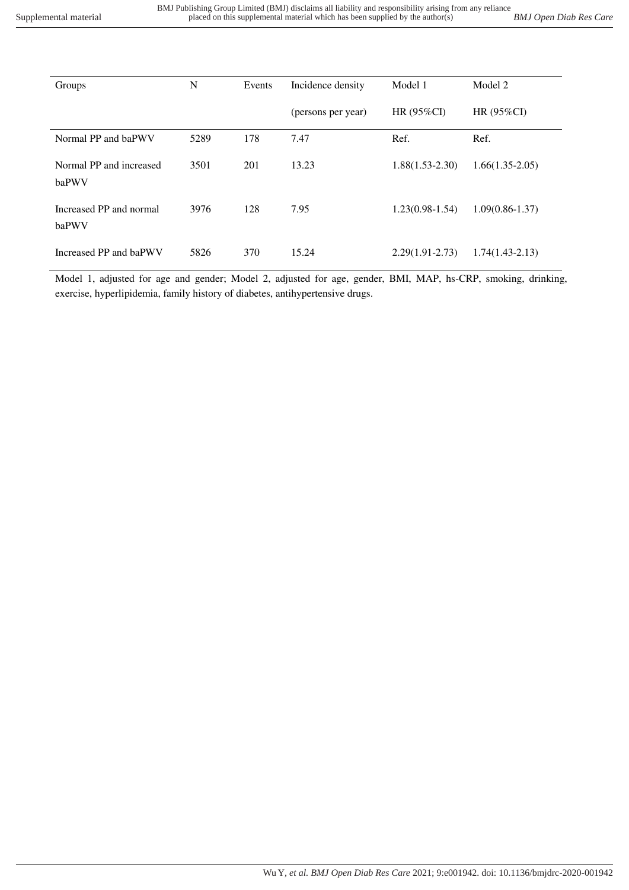| Groups | N | Events | Incidence density (persons per year) | Model 1 HR (95%CI) | Model 2 HR (95%CI) |
|---|---|---|---|---|---|
| Normal PP and baPWV | 5289 | 178 | 7.47 | Ref. | Ref. |
| Normal PP and increased baPWV | 3501 | 201 | 13.23 | 1.88(1.53-2.30) | 1.66(1.35-2.05) |
| Increased PP and normal baPWV | 3976 | 128 | 7.95 | 1.23(0.98-1.54) | 1.09(0.86-1.37) |
| Increased PP and baPWV | 5826 | 370 | 15.24 | 2.29(1.91-2.73) | 1.74(1.43-2.13) |

Model 1, adjusted for age and gender; Model 2, adjusted for age, gender, BMI, MAP, hs-CRP, smoking, drinking, exercise, hyperlipidemia, family history of diabetes, antihypertensive drugs.